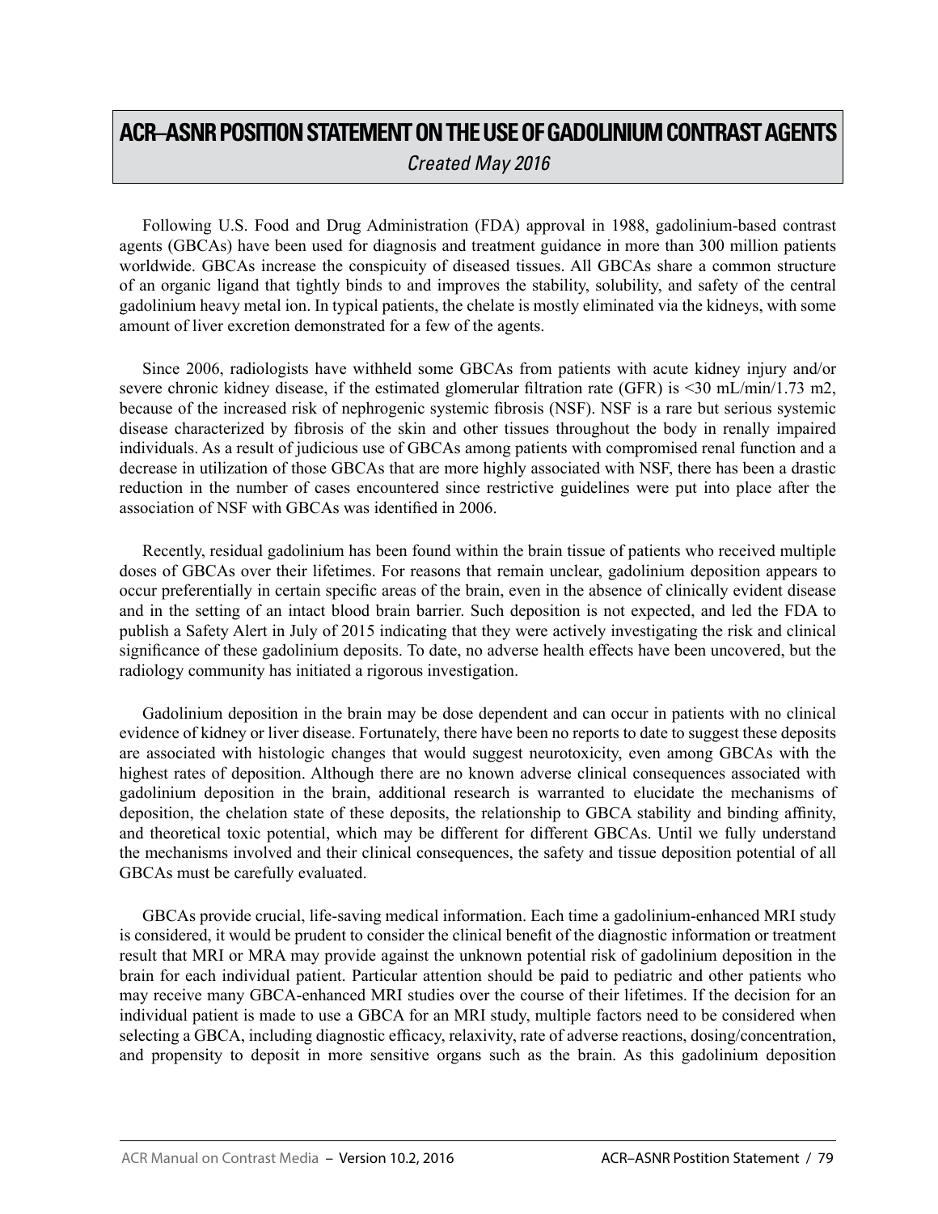# ACR–ASNR POSITION STATEMENT ON THE USE OF GADOLINIUM CONTRAST AGENTS

*Created May 2016*

Following U.S. Food and Drug Administration (FDA) approval in 1988, gadolinium-based contrast agents (GBCAs) have been used for diagnosis and treatment guidance in more than 300 million patients worldwide. GBCAs increase the conspicuity of diseased tissues. All GBCAs share a common structure of an organic ligand that tightly binds to and improves the stability, solubility, and safety of the central gadolinium heavy metal ion. In typical patients, the chelate is mostly eliminated via the kidneys, with some amount of liver excretion demonstrated for a few of the agents.

Since 2006, radiologists have withheld some GBCAs from patients with acute kidney injury and/or severe chronic kidney disease, if the estimated glomerular filtration rate (GFR) is <30 mL/min/1.73 m2, because of the increased risk of nephrogenic systemic fibrosis (NSF). NSF is a rare but serious systemic disease characterized by fibrosis of the skin and other tissues throughout the body in renally impaired individuals. As a result of judicious use of GBCAs among patients with compromised renal function and a decrease in utilization of those GBCAs that are more highly associated with NSF, there has been a drastic reduction in the number of cases encountered since restrictive guidelines were put into place after the association of NSF with GBCAs was identified in 2006.

Recently, residual gadolinium has been found within the brain tissue of patients who received multiple doses of GBCAs over their lifetimes. For reasons that remain unclear, gadolinium deposition appears to occur preferentially in certain specific areas of the brain, even in the absence of clinically evident disease and in the setting of an intact blood brain barrier. Such deposition is not expected, and led the FDA to publish a Safety Alert in July of 2015 indicating that they were actively investigating the risk and clinical significance of these gadolinium deposits. To date, no adverse health effects have been uncovered, but the radiology community has initiated a rigorous investigation.

Gadolinium deposition in the brain may be dose dependent and can occur in patients with no clinical evidence of kidney or liver disease. Fortunately, there have been no reports to date to suggest these deposits are associated with histologic changes that would suggest neurotoxicity, even among GBCAs with the highest rates of deposition. Although there are no known adverse clinical consequences associated with gadolinium deposition in the brain, additional research is warranted to elucidate the mechanisms of deposition, the chelation state of these deposits, the relationship to GBCA stability and binding affinity, and theoretical toxic potential, which may be different for different GBCAs. Until we fully understand the mechanisms involved and their clinical consequences, the safety and tissue deposition potential of all GBCAs must be carefully evaluated.

GBCAs provide crucial, life-saving medical information. Each time a gadolinium-enhanced MRI study is considered, it would be prudent to consider the clinical benefit of the diagnostic information or treatment result that MRI or MRA may provide against the unknown potential risk of gadolinium deposition in the brain for each individual patient. Particular attention should be paid to pediatric and other patients who may receive many GBCA-enhanced MRI studies over the course of their lifetimes. If the decision for an individual patient is made to use a GBCA for an MRI study, multiple factors need to be considered when selecting a GBCA, including diagnostic efficacy, relaxivity, rate of adverse reactions, dosing/concentration, and propensity to deposit in more sensitive organs such as the brain. As this gadolinium deposition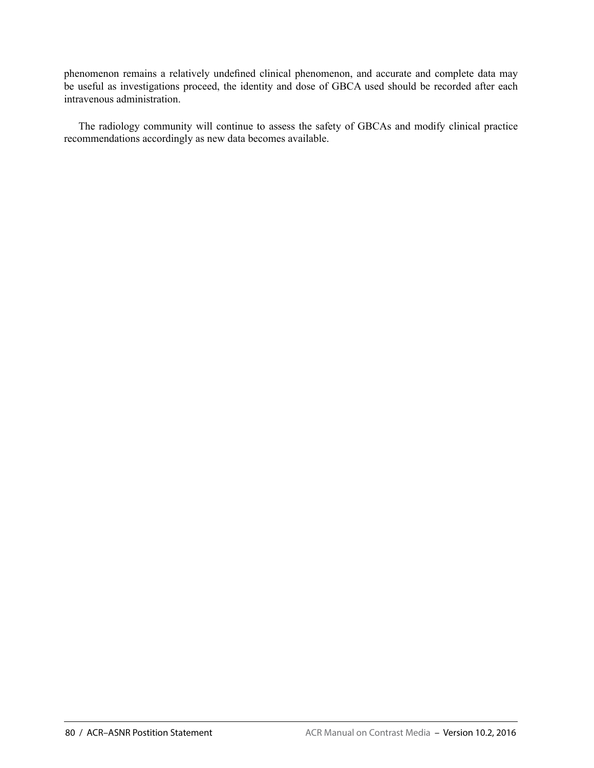phenomenon remains a relatively undefined clinical phenomenon, and accurate and complete data may be useful as investigations proceed, the identity and dose of GBCA used should be recorded after each intravenous administration.

The radiology community will continue to assess the safety of GBCAs and modify clinical practice recommendations accordingly as new data becomes available.